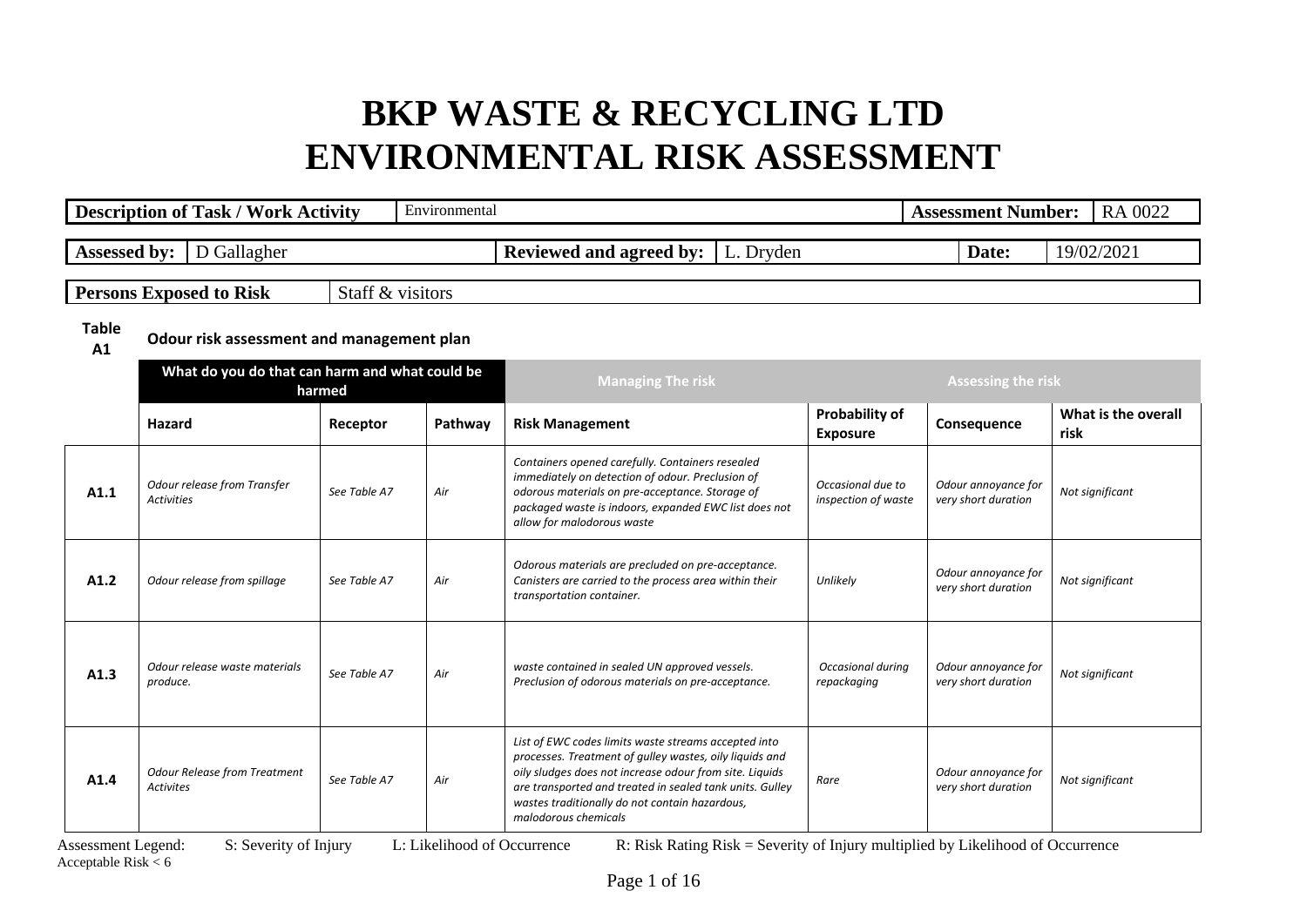# BKP WASTE & RECYCLING LTD
# ENVIRONMENTAL RISK ASSESSMENT

| **Description of Task / Work Activity** | Environmental | **Assessment Number:** | RA 0022 |
|---|---|---|---|

| **Assessed by:** | D Gallagher | **Reviewed and agreed by:** | L. Dryden | **Date:** | 19/02/2021 |
|---|---|---|---|---|---|

| **Persons Exposed to Risk** | Staff & visitors |
|---|---|

**Table A1** **Odour risk assessment and management plan**

| | What do you do that can harm and what could be harmed | | | Managing The risk | Assessing the risk | | |
|---|---|---|---|---|---|---|---|
| | **Hazard** | **Receptor** | **Pathway** | **Risk Management** | **Probability of Exposure** | **Consequence** | **What is the overall risk** |
| **A1.1** | *Odour release from Transfer Activities* | *See Table A7* | *Air* | *Containers opened carefully. Containers resealed immediately on detection of odour. Preclusion of odorous materials on pre-acceptance. Storage of packaged waste is indoors, expanded EWC list does not allow for malodorous waste* | *Occasional due to inspection of waste* | *Odour annoyance for very short duration* | *Not significant* |
| **A1.2** | *Odour release from spillage* | *See Table A7* | *Air* | *Odorous materials are precluded on pre-acceptance. Canisters are carried to the process area within their transportation container.* | *Unlikely* | *Odour annoyance for very short duration* | *Not significant* |
| **A1.3** | *Odour release waste materials produce.* | *See Table A7* | *Air* | *waste contained in sealed UN approved vessels. Preclusion of odorous materials on pre-acceptance.* | *Occasional during repackaging* | *Odour annoyance for very short duration* | *Not significant* |
| **A1.4** | *Odour Release from Treatment Activites* | *See Table A7* | *Air* | *List of EWC codes limits waste streams accepted into processes. Treatment of gulley wastes, oily liquids and oily sludges does not increase odour from site. Liquids are transported and treated in sealed tank units. Gulley wastes traditionally do not contain hazardous, malodorous chemicals* | *Rare* | *Odour annoyance for very short duration* | *Not significant* |

Assessment Legend: S: Severity of Injury L: Likelihood of Occurrence R: Risk Rating Risk = Severity of Injury multiplied by Likelihood of Occurrence
Acceptable Risk < 6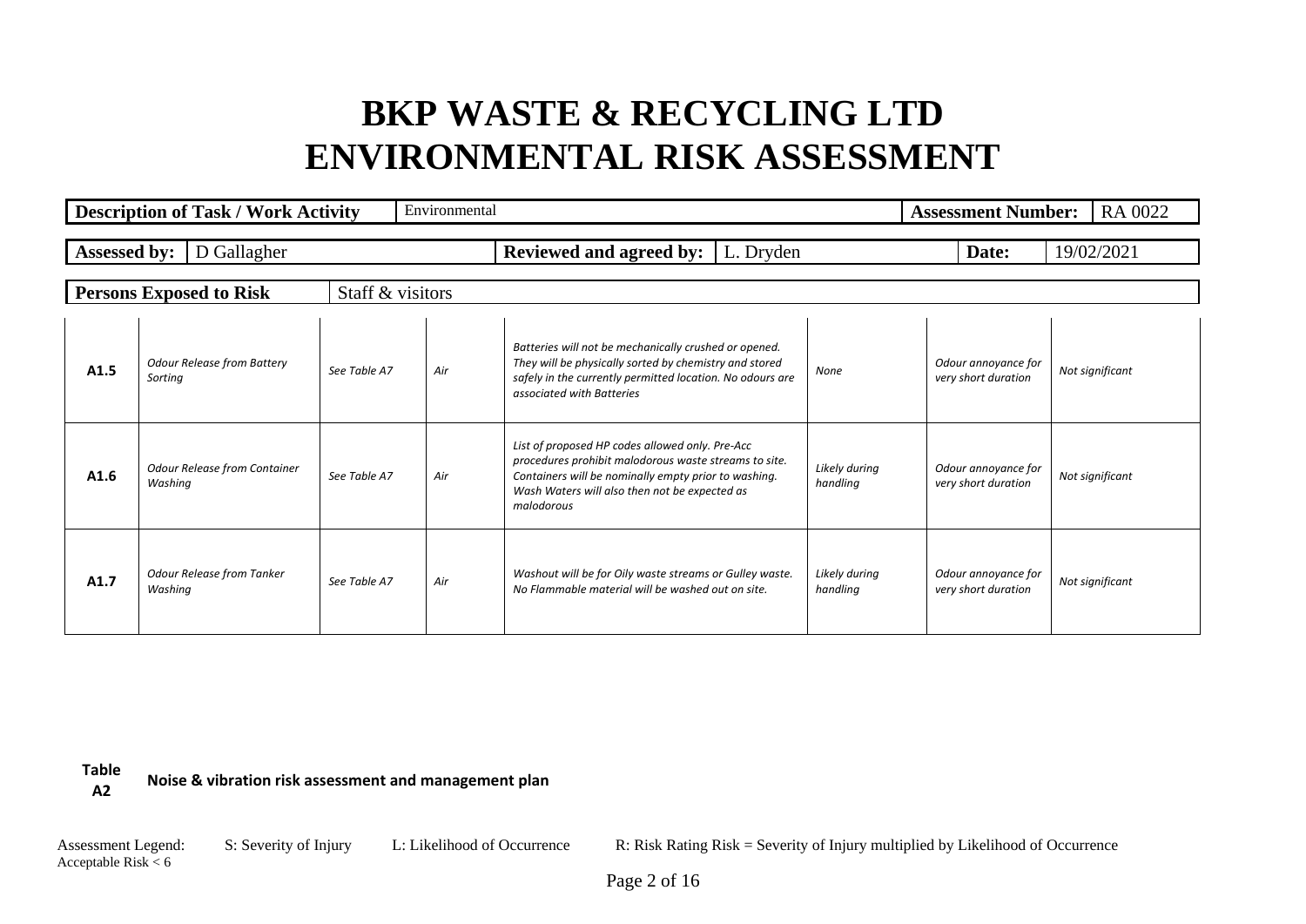# BKP WASTE & RECYCLING LTD
# ENVIRONMENTAL RISK ASSESSMENT

| **Description of Task / Work Activity** | Environmental | **Assessment Number:** | RA 0022 |
|---|---|---|---|

| **Assessed by:** | D Gallagher | **Reviewed and agreed by:** | L. Dryden | **Date:** | 19/02/2021 |
|---|---|---|---|---|---|

| **Persons Exposed to Risk** | Staff & visitors |
|---|---|

| | | | | | | | |
|---|---|---|---|---|---|---|---|
| **A1.5** | *Odour Release from Battery Sorting* | *See Table A7* | *Air* | *Batteries will not be mechanically crushed or opened. They will be physically sorted by chemistry and stored safely in the currently permitted location. No odours are associated with Batteries* | *None* | *Odour annoyance for very short duration* | *Not significant* |
| **A1.6** | *Odour Release from Container Washing* | *See Table A7* | *Air* | *List of proposed HP codes allowed only. Pre-Acc procedures prohibit malodorous waste streams to site. Containers will be nominally empty prior to washing. Wash Waters will also then not be expected as malodorous* | *Likely during handling* | *Odour annoyance for very short duration* | *Not significant* |
| **A1.7** | *Odour Release from Tanker Washing* | *See Table A7* | *Air* | *Washout will be for Oily waste streams or Gulley waste. No Flammable material will be washed out on site.* | *Likely during handling* | *Odour annoyance for very short duration* | *Not significant* |

**Table A2** **Noise & vibration risk assessment and management plan**

Assessment Legend: S: Severity of Injury L: Likelihood of Occurrence R: Risk Rating Risk = Severity of Injury multiplied by Likelihood of Occurrence
Acceptable Risk < 6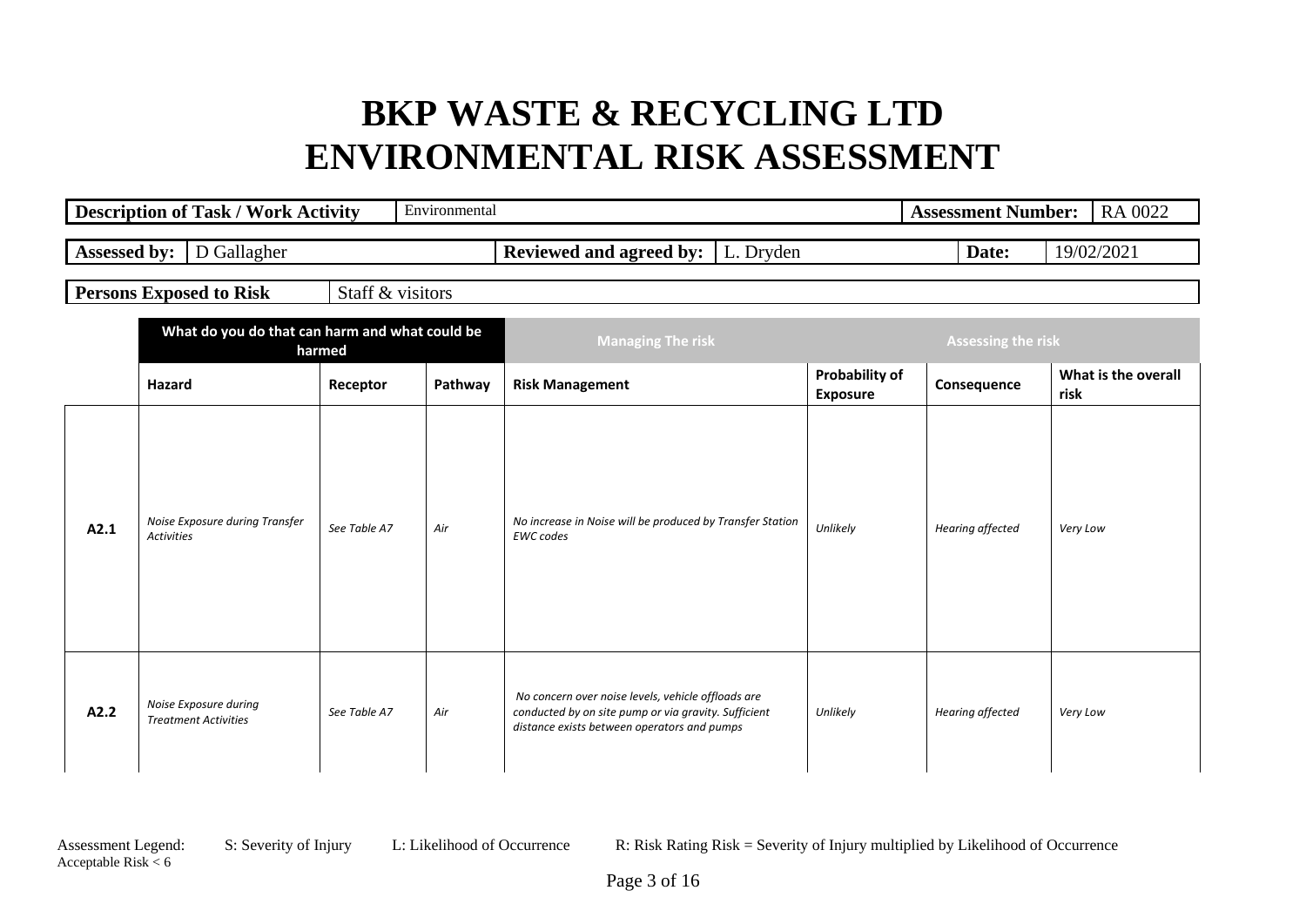# BKP WASTE & RECYCLING LTD
# ENVIRONMENTAL RISK ASSESSMENT

| **Description of Task / Work Activity** | Environmental | **Assessment Number:** | RA 0022 |
|---|---|---|---|

| **Assessed by:** | D Gallagher | **Reviewed and agreed by:** | L. Dryden | **Date:** | 19/02/2021 |
|---|---|---|---|---|---|

| **Persons Exposed to Risk** | Staff & visitors |
|---|---|

| | **What do you do that can harm and what could be harmed** | | | **Managing The risk** | **Assessing the risk** | | |
|---|---|---|---|---|---|---|---|
| | **Hazard** | **Receptor** | **Pathway** | **Risk Management** | **Probability of Exposure** | **Consequence** | **What is the overall risk** |
| **A2.1** | *Noise Exposure during Transfer Activities* | *See Table A7* | *Air* | *No increase in Noise will be produced by Transfer Station EWC codes* | *Unlikely* | *Hearing affected* | *Very Low* |
| **A2.2** | *Noise Exposure during Treatment Activities* | *See Table A7* | *Air* | *No concern over noise levels, vehicle offloads are conducted by on site pump or via gravity. Sufficient distance exists between operators and pumps* | *Unlikely* | *Hearing affected* | *Very Low* |

Assessment Legend: S: Severity of Injury L: Likelihood of Occurrence R: Risk Rating Risk = Severity of Injury multiplied by Likelihood of Occurrence
Acceptable Risk < 6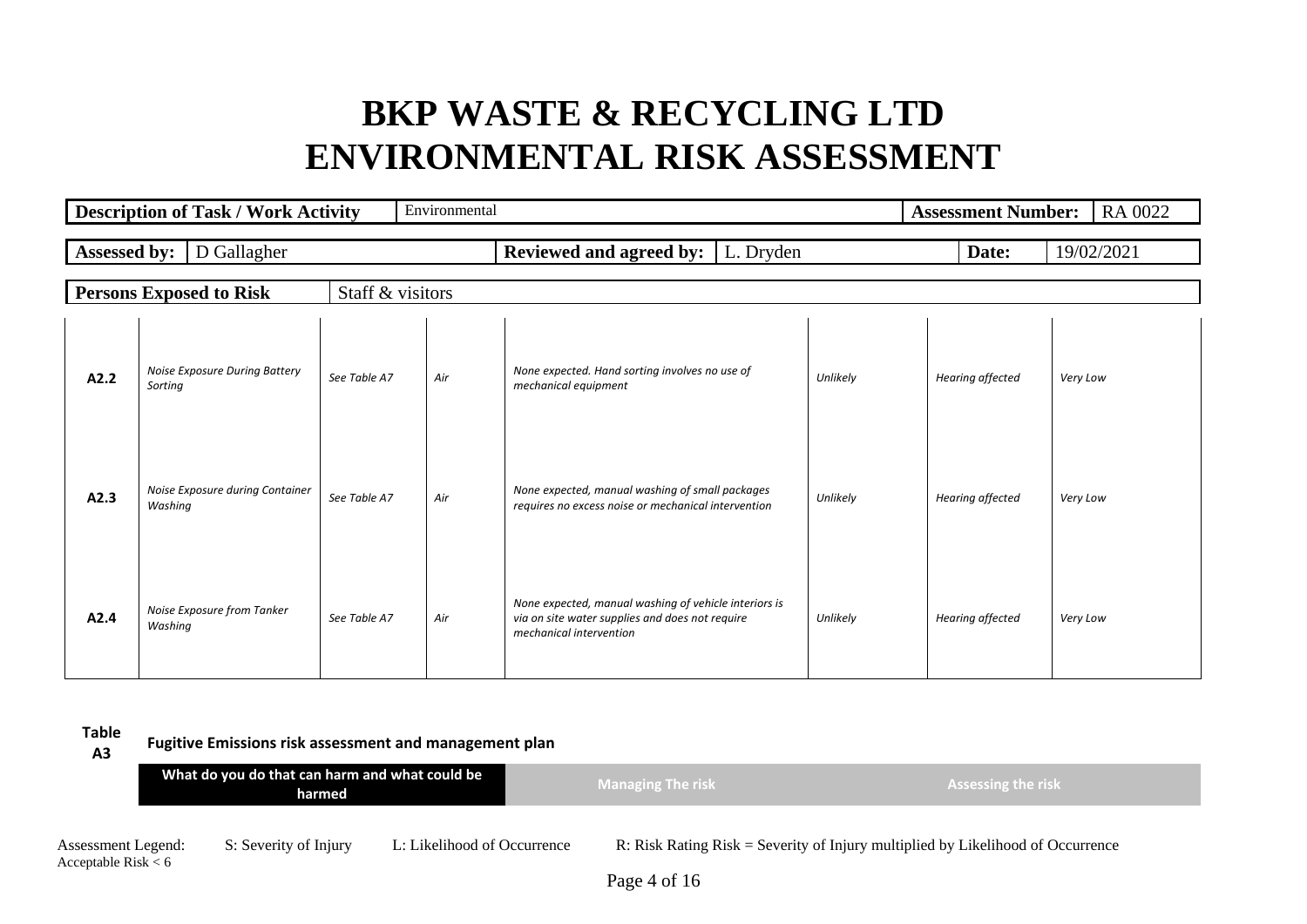# BKP WASTE & RECYCLING LTD
# ENVIRONMENTAL RISK ASSESSMENT

| **Description of Task / Work Activity** | Environmental | **Assessment Number:** | RA 0022 |
|---|---|---|---|

| **Assessed by:** | D Gallagher | **Reviewed and agreed by:** | L. Dryden | **Date:** | 19/02/2021 |
|---|---|---|---|---|---|

| **Persons Exposed to Risk** | Staff & visitors |
|---|---|

| | | | | | | | |
|---|---|---|---|---|---|---|---|
| **A2.2** | *Noise Exposure During Battery Sorting* | *See Table A7* | *Air* | *None expected. Hand sorting involves no use of mechanical equipment* | *Unlikely* | *Hearing affected* | *Very Low* |
| **A2.3** | *Noise Exposure during Container Washing* | *See Table A7* | *Air* | *None expected, manual washing of small packages requires no excess noise or mechanical intervention* | *Unlikely* | *Hearing affected* | *Very Low* |
| **A2.4** | *Noise Exposure from Tanker Washing* | *See Table A7* | *Air* | *None expected, manual washing of vehicle interiors is via on site water supplies and does not require mechanical intervention* | *Unlikely* | *Hearing affected* | *Very Low* |

**Table A3** **Fugitive Emissions risk assessment and management plan**

| What do you do that can harm and what could be harmed | Managing The risk | Assessing the risk |
|---|---|---|

Assessment Legend: S: Severity of Injury L: Likelihood of Occurrence R: Risk Rating Risk = Severity of Injury multiplied by Likelihood of Occurrence
Acceptable Risk < 6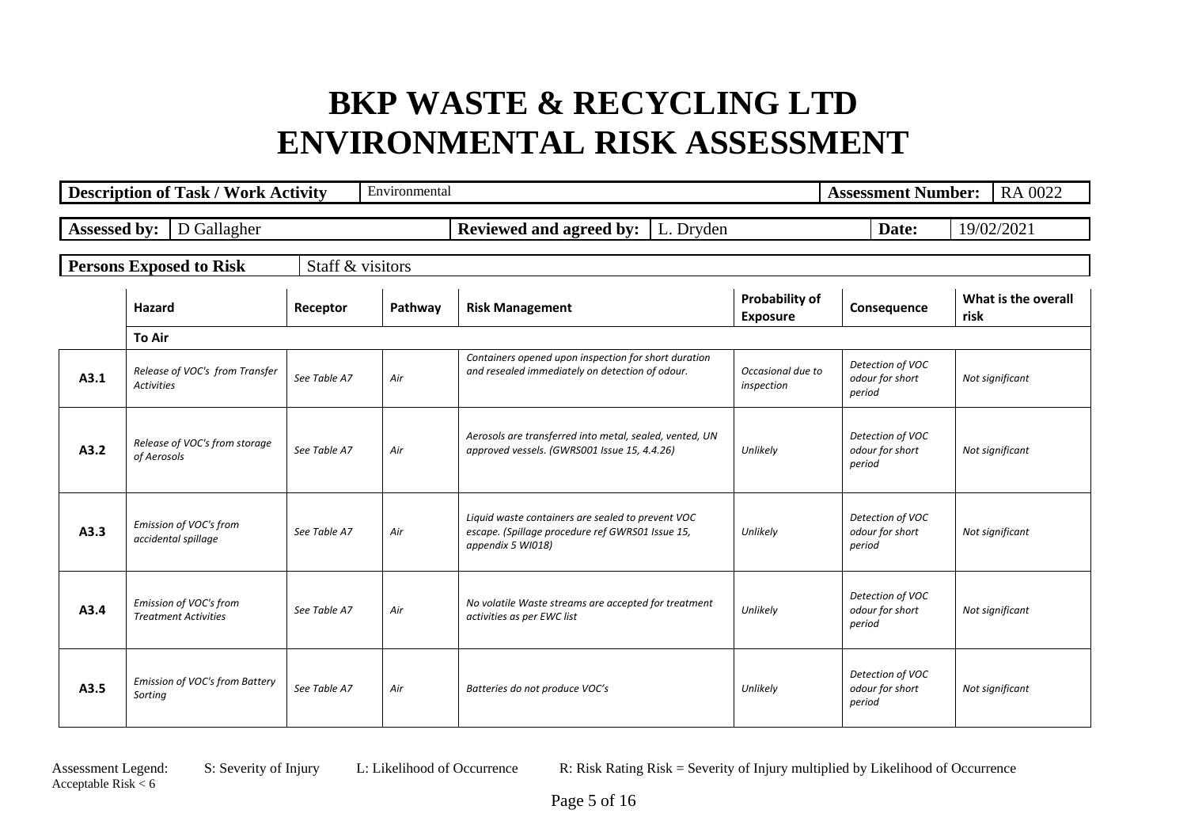# BKP WASTE & RECYCLING LTD
# ENVIRONMENTAL RISK ASSESSMENT

| **Description of Task / Work Activity** | Environmental | **Assessment Number:** | RA 0022 |
|---|---|---|---|

| **Assessed by:** | D Gallagher | **Reviewed and agreed by:** | L. Dryden | **Date:** | 19/02/2021 |
|---|---|---|---|---|---|

| **Persons Exposed to Risk** | Staff & visitors |
|---|---|

| | Hazard | Receptor | Pathway | Risk Management | Probability of Exposure | Consequence | What is the overall risk |
|---|---|---|---|---|---|---|---|
| | **To Air** | | | | | | |
| **A3.1** | *Release of VOC's from Transfer Activities* | *See Table A7* | *Air* | *Containers opened upon inspection for short duration and resealed immediately on detection of odour.* | *Occasional due to inspection* | *Detection of VOC odour for short period* | *Not significant* |
| **A3.2** | *Release of VOC's from storage of Aerosols* | *See Table A7* | *Air* | *Aerosols are transferred into metal, sealed, vented, UN approved vessels. (GWRS001 Issue 15, 4.4.26)* | *Unlikely* | *Detection of VOC odour for short period* | *Not significant* |
| **A3.3** | *Emission of VOC's from accidental spillage* | *See Table A7* | *Air* | *Liquid waste containers are sealed to prevent VOC escape. (Spillage procedure ref GWRS01 Issue 15, appendix 5 WI018)* | *Unlikely* | *Detection of VOC odour for short period* | *Not significant* |
| **A3.4** | *Emission of VOC's from Treatment Activities* | *See Table A7* | *Air* | *No volatile Waste streams are accepted for treatment activities as per EWC list* | *Unlikely* | *Detection of VOC odour for short period* | *Not significant* |
| **A3.5** | *Emission of VOC's from Battery Sorting* | *See Table A7* | *Air* | *Batteries do not produce VOC's* | *Unlikely* | *Detection of VOC odour for short period* | *Not significant* |

Assessment Legend: S: Severity of Injury L: Likelihood of Occurrence R: Risk Rating Risk = Severity of Injury multiplied by Likelihood of Occurrence
Acceptable Risk < 6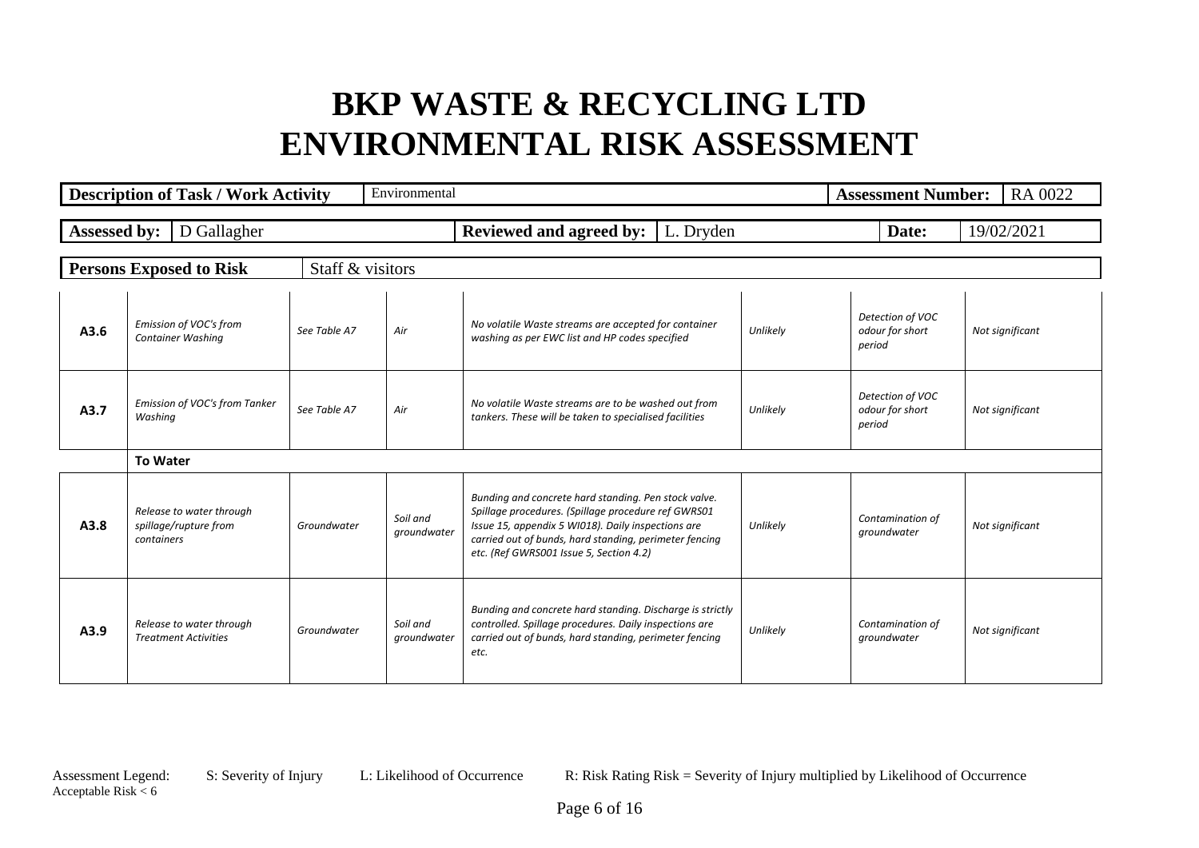# BKP WASTE & RECYCLING LTD
# ENVIRONMENTAL RISK ASSESSMENT

| **Description of Task / Work Activity** | Environmental | **Assessment Number:** | RA 0022 |
|---|---|---|---|

| **Assessed by:** | D Gallagher | **Reviewed and agreed by:** | L. Dryden | **Date:** | 19/02/2021 |
|---|---|---|---|---|---|

| **Persons Exposed to Risk** | Staff & visitors |
|---|---|

| | | | | | | | |
|---|---|---|---|---|---|---|---|
| **A3.6** | *Emission of VOC's from Container Washing* | *See Table A7* | *Air* | *No volatile Waste streams are accepted for container washing as per EWC list and HP codes specified* | *Unlikely* | *Detection of VOC odour for short period* | *Not significant* |
| **A3.7** | *Emission of VOC's from Tanker Washing* | *See Table A7* | *Air* | *No volatile Waste streams are to be washed out from tankers. These will be taken to specialised facilities* | *Unlikely* | *Detection of VOC odour for short period* | *Not significant* |
| | **To Water** | | | | | | |
| **A3.8** | *Release to water through spillage/rupture from containers* | *Groundwater* | *Soil and groundwater* | *Bunding and concrete hard standing. Pen stock valve. Spillage procedures. (Spillage procedure ref GWRS01 Issue 15, appendix 5 WI018). Daily inspections are carried out of bunds, hard standing, perimeter fencing etc. (Ref GWRS001 Issue 5, Section 4.2)* | *Unlikely* | *Contamination of groundwater* | *Not significant* |
| **A3.9** | *Release to water through Treatment Activities* | *Groundwater* | *Soil and groundwater* | *Bunding and concrete hard standing. Discharge is strictly controlled. Spillage procedures. Daily inspections are carried out of bunds, hard standing, perimeter fencing etc.* | *Unlikely* | *Contamination of groundwater* | *Not significant* |

Assessment Legend: S: Severity of Injury L: Likelihood of Occurrence R: Risk Rating Risk = Severity of Injury multiplied by Likelihood of Occurrence
Acceptable Risk < 6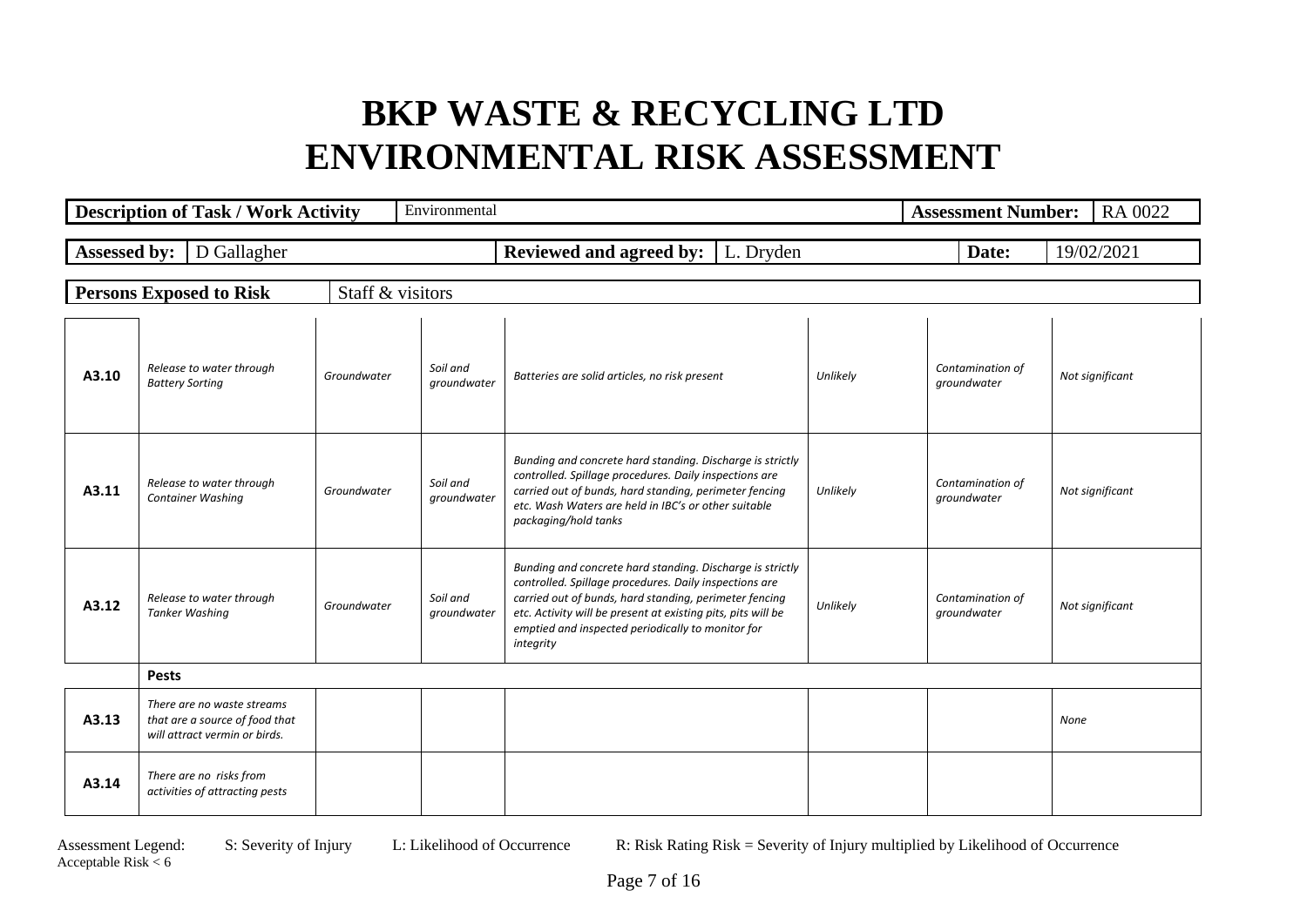# BKP WASTE & RECYCLING LTD
# ENVIRONMENTAL RISK ASSESSMENT

| **Description of Task / Work Activity** | Environmental | **Assessment Number:** | RA 0022 |
|---|---|---|---|

| **Assessed by:** | D Gallagher | **Reviewed and agreed by:** | L. Dryden | **Date:** | 19/02/2021 |
|---|---|---|---|---|---|

| **Persons Exposed to Risk** | Staff & visitors |
|---|---|

| | | | | | | | |
|---|---|---|---|---|---|---|---|
| **A3.10** | *Release to water through Battery Sorting* | *Groundwater* | *Soil and groundwater* | *Batteries are solid articles, no risk present* | *Unlikely* | *Contamination of groundwater* | *Not significant* |
| **A3.11** | *Release to water through Container Washing* | *Groundwater* | *Soil and groundwater* | *Bunding and concrete hard standing. Discharge is strictly controlled. Spillage procedures. Daily inspections are carried out of bunds, hard standing, perimeter fencing etc. Wash Waters are held in IBC's or other suitable packaging/hold tanks* | *Unlikely* | *Contamination of groundwater* | *Not significant* |
| **A3.12** | *Release to water through Tanker Washing* | *Groundwater* | *Soil and groundwater* | *Bunding and concrete hard standing. Discharge is strictly controlled. Spillage procedures. Daily inspections are carried out of bunds, hard standing, perimeter fencing etc. Activity will be present at existing pits, pits will be emptied and inspected periodically to monitor for integrity* | *Unlikely* | *Contamination of groundwater* | *Not significant* |
| | **Pests** | | | | | | |
| **A3.13** | *There are no waste streams that are a source of food that will attract vermin or birds.* | | | | | | *None* |
| **A3.14** | *There are no risks from activities of attracting pests* | | | | | | |

Assessment Legend: S: Severity of Injury L: Likelihood of Occurrence R: Risk Rating Risk = Severity of Injury multiplied by Likelihood of Occurrence
Acceptable Risk < 6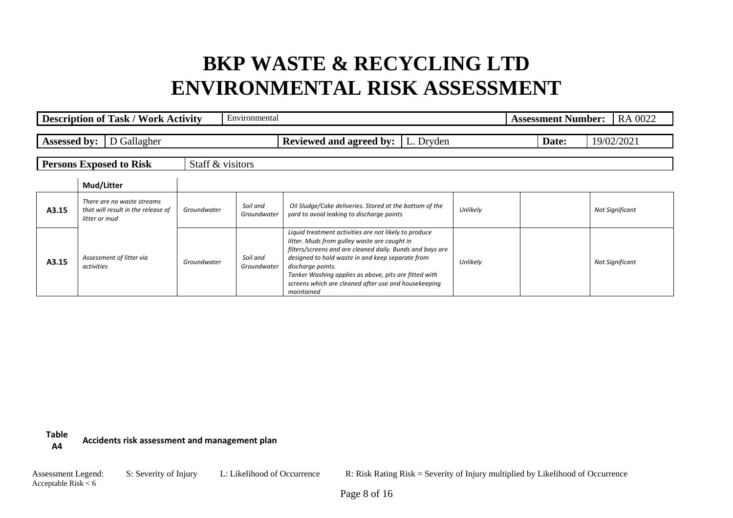# BKP WASTE & RECYCLING LTD
# ENVIRONMENTAL RISK ASSESSMENT

| **Description of Task / Work Activity** | Environmental | **Assessment Number:** | RA 0022 |
|---|---|---|---|

| **Assessed by:** | D Gallagher | **Reviewed and agreed by:** | L. Dryden | **Date:** | 19/02/2021 |
|---|---|---|---|---|---|

| **Persons Exposed to Risk** | Staff & visitors |
|---|---|

| | **Mud/Litter** | | | | | | |
|---|---|---|---|---|---|---|---|
| **A3.15** | *There are no waste streams that will result in the release of litter or mud* | *Groundwater* | *Soil and Groundwater* | *Oil Sludge/Cake deliveries. Stored at the bottom of the yard to avoid leaking to discharge points* | *Unlikely* | | *Not Significant* |
| **A3.15** | *Assessment of litter via activities* | *Groundwater* | *Soil and Groundwater* | *Liquid treatment activities are not likely to produce litter. Muds from gulley waste are caught in filters/screens and are cleaned daily. Bunds and bays are designed to hold waste in and keep separate from discharge points. Tanker Washing applies as above, pits are fitted with screens which are cleaned after use and housekeeping maintained* | *Unlikely* | | *Not Significant* |

**Table A4** **Accidents risk assessment and management plan**

Assessment Legend: S: Severity of Injury L: Likelihood of Occurrence R: Risk Rating Risk = Severity of Injury multiplied by Likelihood of Occurrence
Acceptable Risk < 6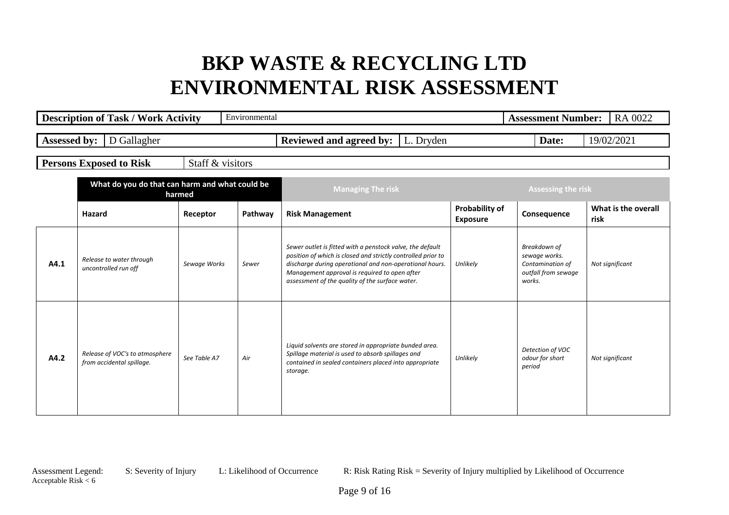# BKP WASTE & RECYCLING LTD
# ENVIRONMENTAL RISK ASSESSMENT

| **Description of Task / Work Activity** | Environmental | **Assessment Number:** | RA 0022 |
|---|---|---|---|

| **Assessed by:** | D Gallagher | **Reviewed and agreed by:** | L. Dryden | **Date:** | 19/02/2021 |
|---|---|---|---|---|---|

| **Persons Exposed to Risk** | Staff & visitors |
|---|---|

| | **What do you do that can harm and what could be harmed** | | | **Managing The risk** | **Assessing the risk** | | |
|---|---|---|---|---|---|---|---|
| | **Hazard** | **Receptor** | **Pathway** | **Risk Management** | **Probability of Exposure** | **Consequence** | **What is the overall risk** |
| **A4.1** | *Release to water through uncontrolled run off* | *Sewage Works* | *Sewer* | *Sewer outlet is fitted with a penstock valve, the default position of which is closed and strictly controlled prior to discharge during operational and non-operational hours. Management approval is required to open after assessment of the quality of the surface water.* | *Unlikely* | *Breakdown of sewage works. Contamination of outfall from sewage works.* | *Not significant* |
| **A4.2** | *Release of VOC's to atmosphere from accidental spillage.* | *See Table A7* | *Air* | *Liquid solvents are stored in appropriate bunded area. Spillage material is used to absorb spillages and contained in sealed containers placed into appropriate storage.* | *Unlikely* | *Detection of VOC odour for short period* | *Not significant* |

Assessment Legend: S: Severity of Injury L: Likelihood of Occurrence R: Risk Rating Risk = Severity of Injury multiplied by Likelihood of Occurrence
Acceptable Risk < 6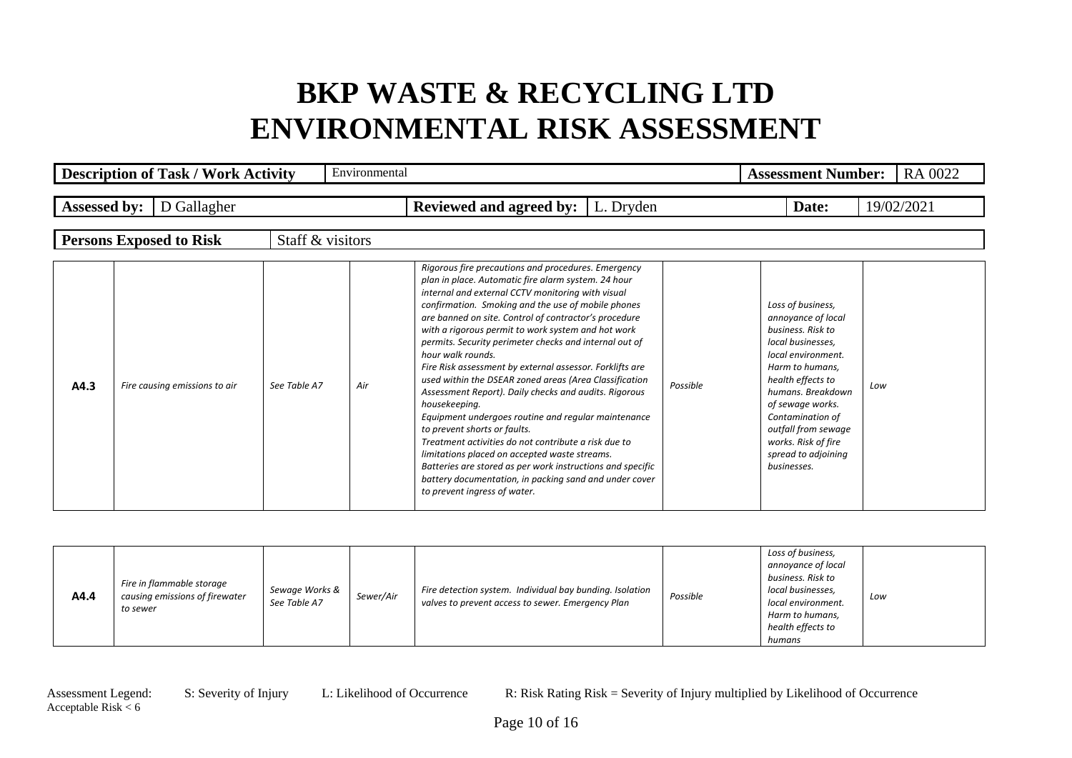# BKP WASTE & RECYCLING LTD
# ENVIRONMENTAL RISK ASSESSMENT

| **Description of Task / Work Activity** | Environmental | **Assessment Number:** | RA 0022 |
|---|---|---|---|

| **Assessed by:** | D Gallagher | **Reviewed and agreed by:** | L. Dryden | **Date:** | 19/02/2021 |
|---|---|---|---|---|---|

| **Persons Exposed to Risk** | Staff & visitors |
|---|---|

| | | | | | | | |
|---|---|---|---|---|---|---|---|
| **A4.3** | *Fire causing emissions to air* | *See Table A7* | *Air* | *Rigorous fire precautions and procedures. Emergency plan in place. Automatic fire alarm system. 24 hour internal and external CCTV monitoring with visual confirmation. Smoking and the use of mobile phones are banned on site. Control of contractor's procedure with a rigorous permit to work system and hot work permits. Security perimeter checks and internal out of hour walk rounds.* <br> *Fire Risk assessment by external assessor. Forklifts are used within the DSEAR zoned areas (Area Classification Assessment Report). Daily checks and audits. Rigorous housekeeping.* <br> *Equipment undergoes routine and regular maintenance to prevent shorts or faults.* <br> *Treatment activities do not contribute a risk due to limitations placed on accepted waste streams.* <br> *Batteries are stored as per work instructions and specific battery documentation, in packing sand and under cover to prevent ingress of water.* | *Possible* | *Loss of business, annoyance of local business. Risk to local businesses, local environment. Harm to humans, health effects to humans. Breakdown of sewage works. Contamination of outfall from sewage works. Risk of fire spread to adjoining businesses.* | *Low* |
| **A4.4** | *Fire in flammable storage causing emissions of firewater to sewer* | *Sewage Works & See Table A7* | *Sewer/Air* | *Fire detection system. Individual bay bunding. Isolation valves to prevent access to sewer. Emergency Plan* | *Possible* | *Loss of business, annoyance of local business. Risk to local businesses, local environment. Harm to humans, health effects to humans* | *Low* |

Assessment Legend: S: Severity of Injury L: Likelihood of Occurrence R: Risk Rating Risk = Severity of Injury multiplied by Likelihood of Occurrence
Acceptable Risk < 6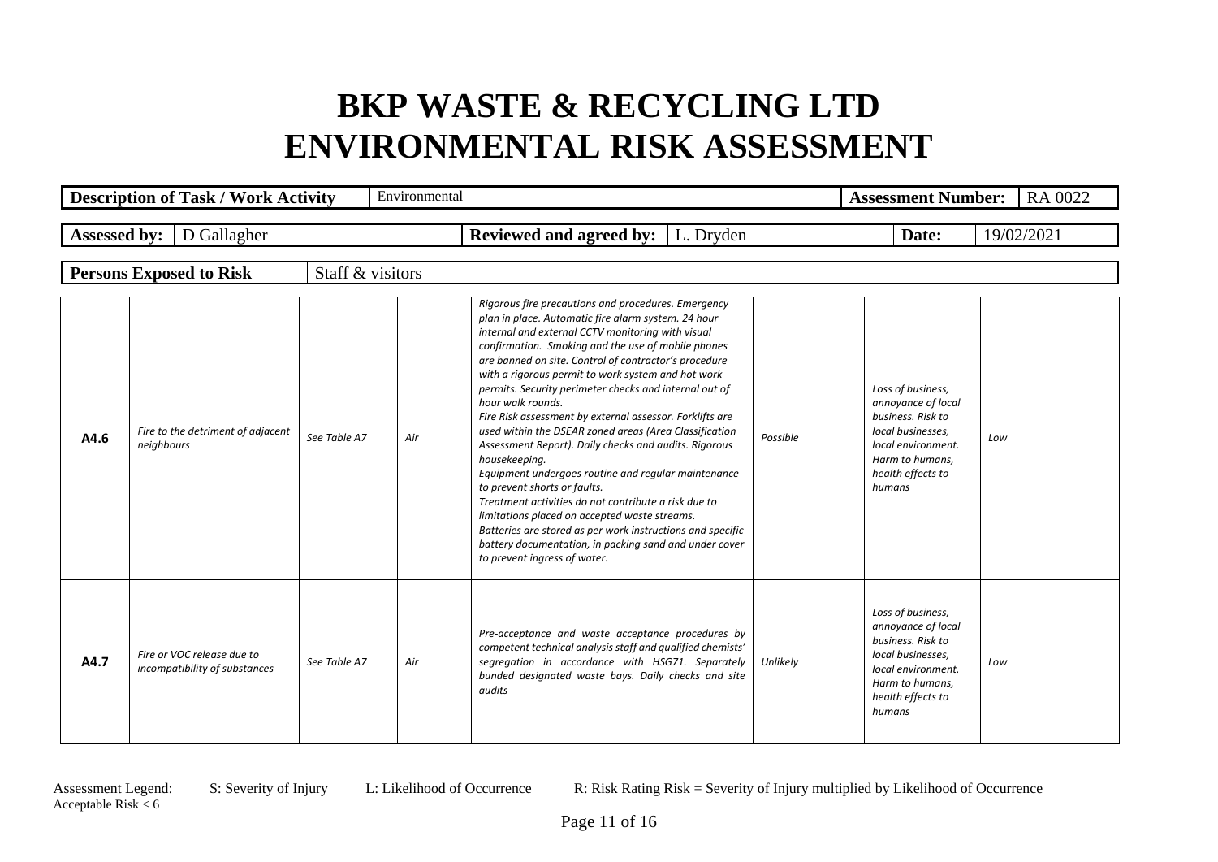# BKP WASTE & RECYCLING LTD
# ENVIRONMENTAL RISK ASSESSMENT

| **Description of Task / Work Activity** | Environmental | **Assessment Number:** | RA 0022 |
|---|---|---|---|

| **Assessed by:** | D Gallagher | **Reviewed and agreed by:** | L. Dryden | **Date:** | 19/02/2021 |
|---|---|---|---|---|---|

| **Persons Exposed to Risk** | Staff & visitors |
|---|---|

| | | | | | | | |
|---|---|---|---|---|---|---|---|
| **A4.6** | *Fire to the detriment of adjacent neighbours* | *See Table A7* | *Air* | *Rigorous fire precautions and procedures. Emergency plan in place. Automatic fire alarm system. 24 hour internal and external CCTV monitoring with visual confirmation. Smoking and the use of mobile phones are banned on site. Control of contractor's procedure with a rigorous permit to work system and hot work permits. Security perimeter checks and internal out of hour walk rounds.* *Fire Risk assessment by external assessor. Forklifts are used within the DSEAR zoned areas (Area Classification Assessment Report). Daily checks and audits. Rigorous housekeeping.* *Equipment undergoes routine and regular maintenance to prevent shorts or faults.* *Treatment activities do not contribute a risk due to limitations placed on accepted waste streams.* *Batteries are stored as per work instructions and specific battery documentation, in packing sand and under cover to prevent ingress of water.* | *Possible* | *Loss of business, annoyance of local business. Risk to local businesses, local environment. Harm to humans, health effects to humans* | *Low* |
| **A4.7** | *Fire or VOC release due to incompatibility of substances* | *See Table A7* | *Air* | *Pre-acceptance and waste acceptance procedures by competent technical analysis staff and qualified chemists' segregation in accordance with HSG71. Separately bunded designated waste bays. Daily checks and site audits* | *Unlikely* | *Loss of business, annoyance of local business. Risk to local businesses, local environment. Harm to humans, health effects to humans* | *Low* |

Assessment Legend: S: Severity of Injury L: Likelihood of Occurrence R: Risk Rating Risk = Severity of Injury multiplied by Likelihood of Occurrence
Acceptable Risk < 6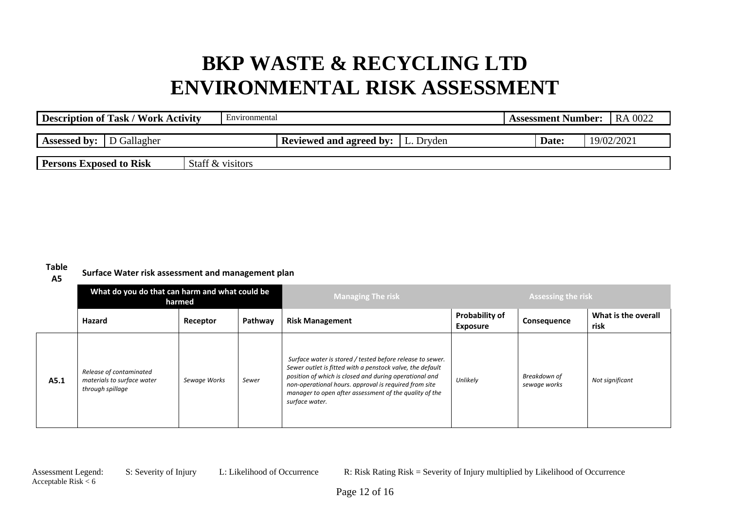# BKP WASTE & RECYCLING LTD
# ENVIRONMENTAL RISK ASSESSMENT

| **Description of Task / Work Activity** | Environmental | **Assessment Number:** | RA 0022 |
|---|---|---|---|

| **Assessed by:** | D Gallagher | **Reviewed and agreed by:** | L. Dryden | **Date:** | 19/02/2021 |
|---|---|---|---|---|---|

| **Persons Exposed to Risk** | Staff & visitors |
|---|---|

**Table A5** **Surface Water risk assessment and management plan**

| | What do you do that can harm and what could be harmed | | | Managing The risk | Assessing the risk | | |
|---|---|---|---|---|---|---|---|
| | **Hazard** | **Receptor** | **Pathway** | **Risk Management** | **Probability of Exposure** | **Consequence** | **What is the overall risk** |
| **A5.1** | *Release of contaminated materials to surface water through spillage* | *Sewage Works* | *Sewer* | *Surface water is stored / tested before release to sewer. Sewer outlet is fitted with a penstock valve, the default position of which is closed and during operational and non-operational hours. approval is required from site manager to open after assessment of the quality of the surface water.* | *Unlikely* | *Breakdown of sewage works* | *Not significant* |

Assessment Legend: S: Severity of Injury L: Likelihood of Occurrence R: Risk Rating Risk = Severity of Injury multiplied by Likelihood of Occurrence
Acceptable Risk < 6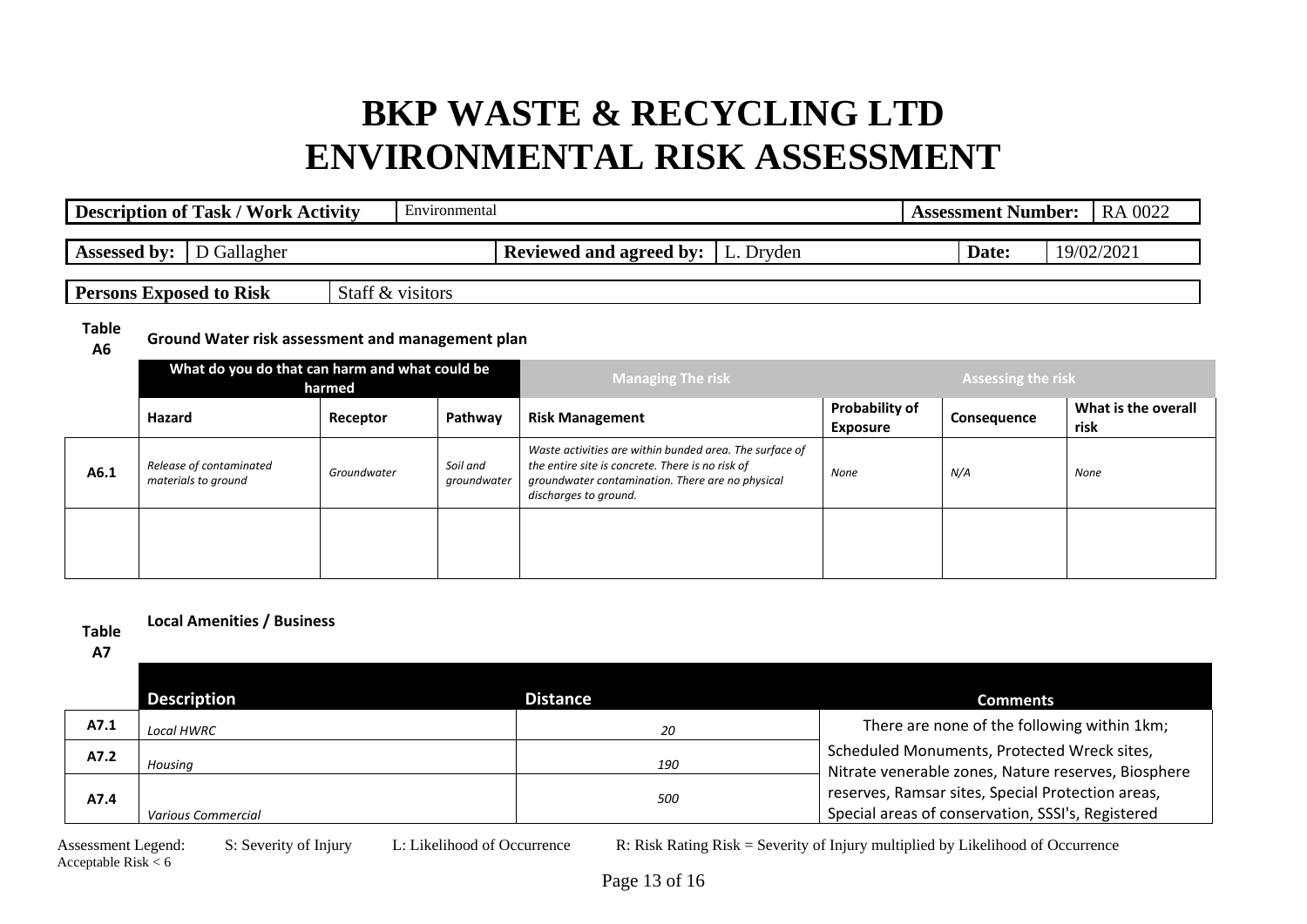# BKP WASTE & RECYCLING LTD
# ENVIRONMENTAL RISK ASSESSMENT

| **Description of Task / Work Activity** | Environmental | **Assessment Number:** | RA 0022 |
|---|---|---|---|

| **Assessed by:** | D Gallagher | **Reviewed and agreed by:** | L. Dryden | **Date:** | 19/02/2021 |
|---|---|---|---|---|---|

| **Persons Exposed to Risk** | Staff & visitors |
|---|---|

**Table A6** **Ground Water risk assessment and management plan**

| | What do you do that can harm and what could be harmed | | | Managing The risk | Assessing the risk | | |
|---|---|---|---|---|---|---|---|
| | **Hazard** | **Receptor** | **Pathway** | **Risk Management** | **Probability of Exposure** | **Consequence** | **What is the overall risk** |
| **A6.1** | *Release of contaminated materials to ground* | *Groundwater* | *Soil and groundwater* | *Waste activities are within bunded area. The surface of the entire site is concrete. There is no risk of groundwater contamination. There are no physical discharges to ground.* | *None* | *N/A* | *None* |
| | | | | | | | |

**Table A7** **Local Amenities / Business**

| | **Description** | **Distance** | **Comments** |
|---|---|---|---|
| **A7.1** | *Local HWRC* | *20* | There are none of the following within 1km; Scheduled Monuments, Protected Wreck sites, Nitrate venerable zones, Nature reserves, Biosphere reserves, Ramsar sites, Special Protection areas, Special areas of conservation, SSSI's, Registered |
| **A7.2** | *Housing* | *190* | |
| **A7.4** | *Various Commercial* | *500* | |

Assessment Legend: S: Severity of Injury L: Likelihood of Occurrence R: Risk Rating Risk = Severity of Injury multiplied by Likelihood of Occurrence
Acceptable Risk < 6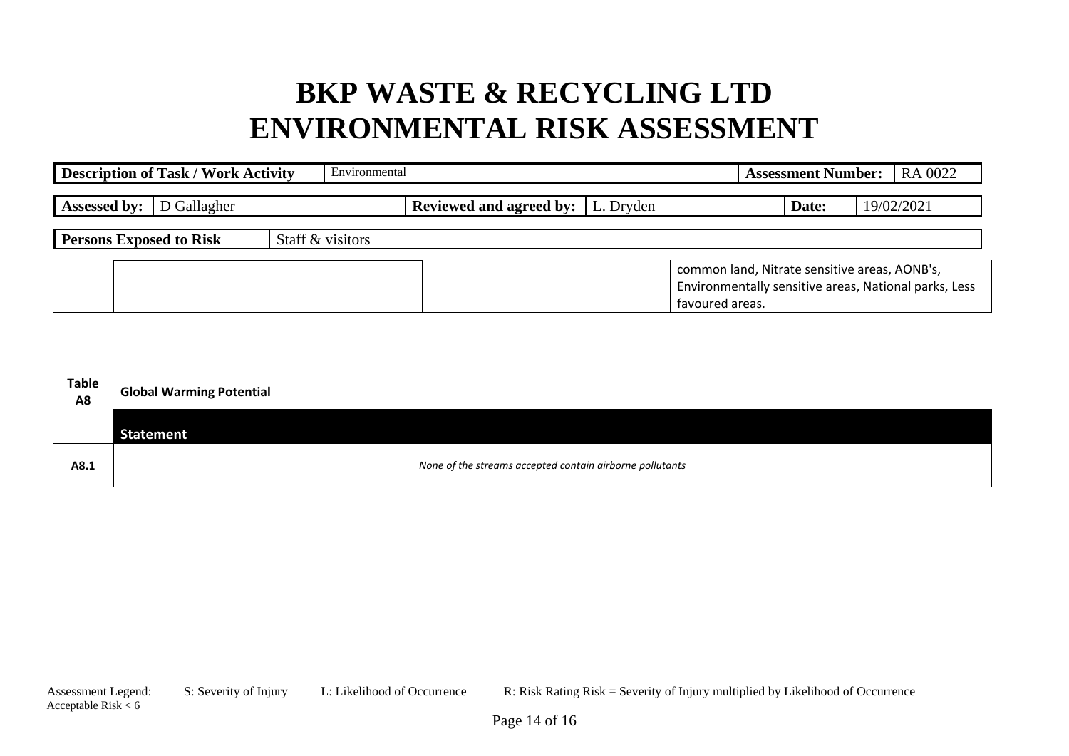# BKP WASTE & RECYCLING LTD
# ENVIRONMENTAL RISK ASSESSMENT

| **Description of Task / Work Activity** | Environmental | **Assessment Number:** | RA 0022 |
|---|---|---|---|

| **Assessed by:** | D Gallagher | **Reviewed and agreed by:** | L. Dryden | **Date:** | 19/02/2021 |
|---|---|---|---|---|---|

| **Persons Exposed to Risk** | Staff & visitors |
|---|---|

| | | | |
|---|---|---|---|
| | | | common land, Nitrate sensitive areas, AONB's, Environmentally sensitive areas, National parks, Less favoured areas. |

| **Table A8** | **Global Warming Potential** |
|---|---|
| | **Statement** |
| **A8.1** | *None of the streams accepted contain airborne pollutants* |

Assessment Legend: S: Severity of Injury L: Likelihood of Occurrence R: Risk Rating Risk = Severity of Injury multiplied by Likelihood of Occurrence
Acceptable Risk < 6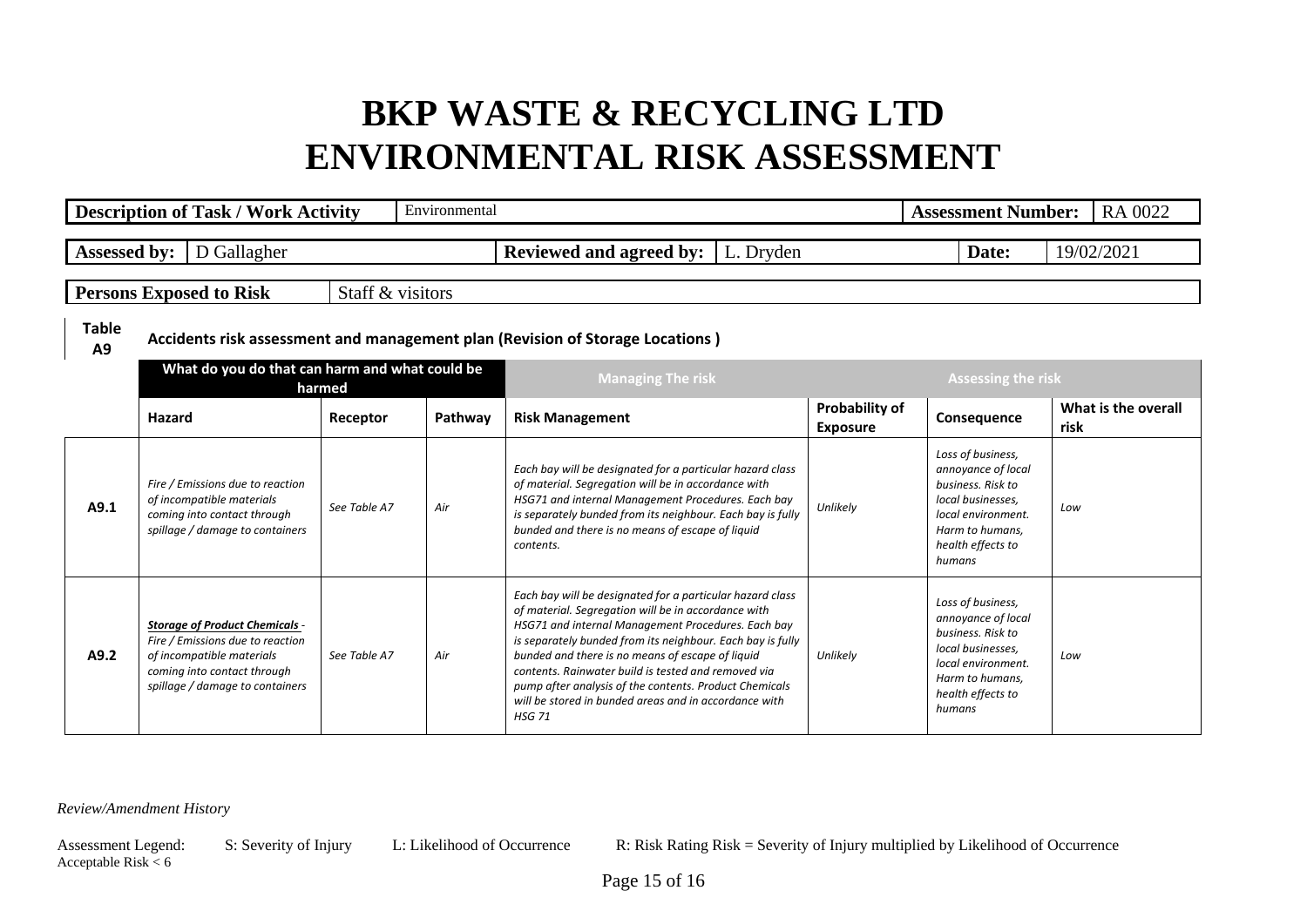# BKP WASTE & RECYCLING LTD
# ENVIRONMENTAL RISK ASSESSMENT

| **Description of Task / Work Activity** | Environmental | **Assessment Number:** | RA 0022 |
|---|---|---|---|

| **Assessed by:** | D Gallagher | **Reviewed and agreed by:** | L. Dryden | **Date:** | 19/02/2021 |
|---|---|---|---|---|---|

| **Persons Exposed to Risk** | Staff & visitors |
|---|---|

**Table A9** **Accidents risk assessment and management plan (Revision of Storage Locations )**

| | What do you do that can harm and what could be harmed | | | Managing The risk | Assessing the risk | | |
|---|---|---|---|---|---|---|---|
| | **Hazard** | **Receptor** | **Pathway** | **Risk Management** | **Probability of Exposure** | **Consequence** | **What is the overall risk** |
| **A9.1** | *Fire / Emissions due to reaction of incompatible materials coming into contact through spillage / damage to containers* | *See Table A7* | *Air* | *Each bay will be designated for a particular hazard class of material. Segregation will be in accordance with HSG71 and internal Management Procedures. Each bay is separately bunded from its neighbour. Each bay is fully bunded and there is no means of escape of liquid contents.* | *Unlikely* | *Loss of business, annoyance of local business. Risk to local businesses, local environment. Harm to humans, health effects to humans* | *Low* |
| **A9.2** | ***Storage of Product Chemicals** - Fire / Emissions due to reaction of incompatible materials coming into contact through spillage / damage to containers* | *See Table A7* | *Air* | *Each bay will be designated for a particular hazard class of material. Segregation will be in accordance with HSG71 and internal Management Procedures. Each bay is separately bunded from its neighbour. Each bay is fully bunded and there is no means of escape of liquid contents. Rainwater build is tested and removed via pump after analysis of the contents. Product Chemicals will be stored in bunded areas and in accordance with HSG 71* | *Unlikely* | *Loss of business, annoyance of local business. Risk to local businesses, local environment. Harm to humans, health effects to humans* | *Low* |

*Review/Amendment History*

Assessment Legend: S: Severity of Injury L: Likelihood of Occurrence R: Risk Rating Risk = Severity of Injury multiplied by Likelihood of Occurrence
Acceptable Risk < 6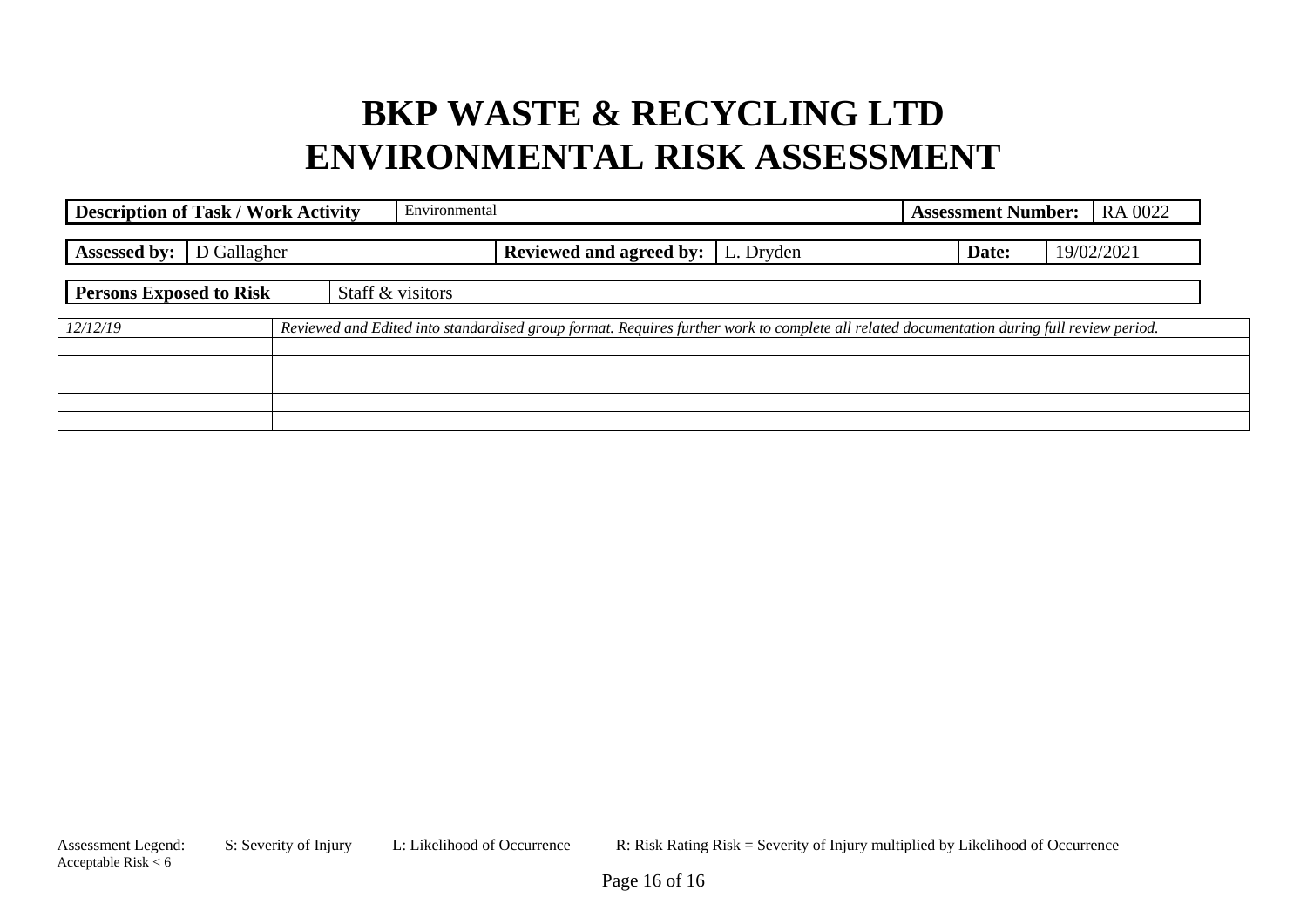# BKP WASTE & RECYCLING LTD
# ENVIRONMENTAL RISK ASSESSMENT

| | | | |
|---|---|---|---|
| **Description of Task / Work Activity** | Environmental | **Assessment Number:** | RA 0022 |

| | | | | | |
|---|---|---|---|---|---|
| **Assessed by:** | D Gallagher | **Reviewed and agreed by:** | L. Dryden | **Date:** | 19/02/2021 |

| | |
|---|---|
| **Persons Exposed to Risk** | Staff & visitors |

| | |
|---|---|
| *12/12/19* | *Reviewed and Edited into standardised group format. Requires further work to complete all related documentation during full review period.* |
| | |
| | |
| | |
| | |
| | |

Assessment Legend: S: Severity of Injury L: Likelihood of Occurrence R: Risk Rating Risk = Severity of Injury multiplied by Likelihood of Occurrence
Acceptable Risk < 6